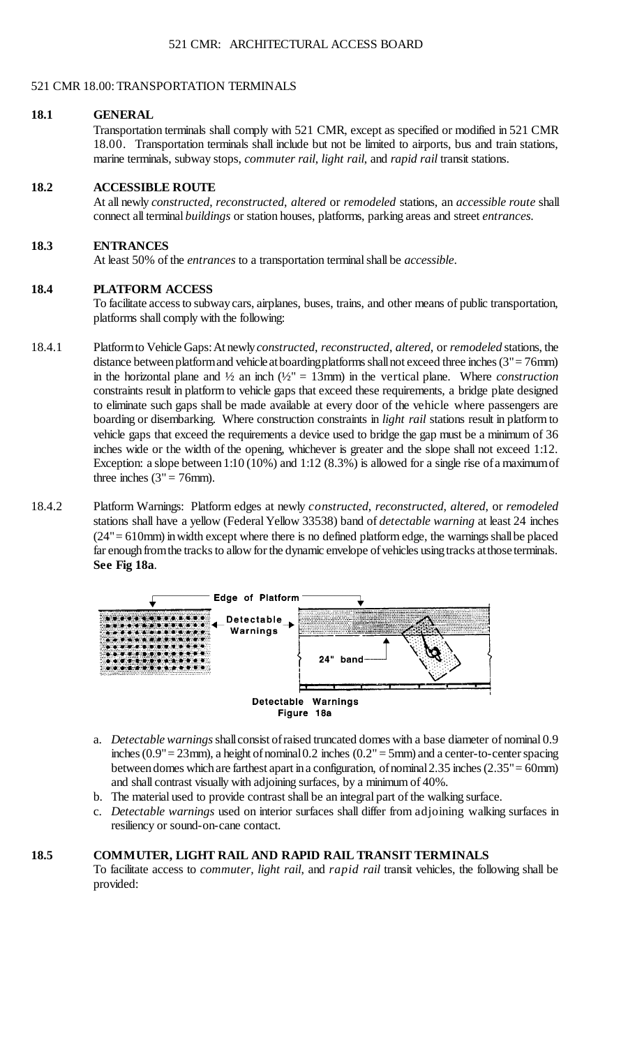# 521 CMR 18.00: TRANSPORTATION TERMINALS

## 18.1 GENERAL

Transportation terminals shall comply with 521 CMR, except as specified or modified in 521 CMR 18.00. Transportation terminals shall include but not be limited to airports, bus and train stations, marine terminals, subway stops, *commuter rail*, *light rail*, and *rapid rail* transit stations.

## 18.2 ACCESSIBLE ROUTE

At all newly *constructed*, *reconstructed*, *altered* or *remodeled* stations, an *accessible route* shall connect all terminal *buildings* or station houses, platforms, parking areas and street *entrances*.

## 18.3 ENTRANCES

At least 50% of the *entrances* to a transportation terminal shall be *accessible*.

## 18.4 PLATFORM ACCESS

To facilitate access to subway cars, airplanes, buses, trains, and other means of public transportation, platforms shall comply with the following:

18.4.1 Platform to Vehicle Gaps: At newly *constructed*, *reconstructed*, *altered*, or *remodeled* stations, the distance between platform and vehicle at boarding platforms shall not exceed three inches (3" = 76mm) in the horizontal plane and ½ an inch (½" = 13mm) in the vertical plane. Where *construction* constraints result in platform to vehicle gaps that exceed these requirements, a bridge plate designed to eliminate such gaps shall be made available at every door of the vehicle where passengers are boarding or disembarking. Where construction constraints in *light rail* stations result in platform to vehicle gaps that exceed the requirements a device used to bridge the gap must be a minimum of 36 inches wide or the width of the opening, whichever is greater and the slope shall not exceed 1:12. Exception: a slope between 1:10 (10%) and 1:12 (8.3%) is allowed for a single rise of a maximum of three inches (3" = 76mm).

18.4.2 Platform Warnings: Platform edges at newly *constructed*, *reconstructed*, *altered*, or *remodeled* stations shall have a yellow (Federal Yellow 33538) band of *detectable warning* at least 24 inches (24" = 610mm) in width except where there is no defined platform edge, the warnings shall be placed far enough from the tracks to allow for the dynamic envelope of vehicles using tracks at those terminals. **See Fig 18a**.

Detectable Warnings
Figure 18a

a. *Detectable warnings* shall consist of raised truncated domes with a base diameter of nominal 0.9 inches (0.9" = 23mm), a height of nominal 0.2 inches (0.2" = 5mm) and a center-to-center spacing between domes which are farthest apart in a configuration, of nominal 2.35 inches (2.35" = 60mm) and shall contrast visually with adjoining surfaces, by a minimum of 40%.

b. The material used to provide contrast shall be an integral part of the walking surface.

c. *Detectable warnings* used on interior surfaces shall differ from adjoining walking surfaces in resiliency or sound-on-cane contact.

## 18.5 COMMUTER, LIGHT RAIL AND RAPID RAIL TRANSIT TERMINALS

To facilitate access to *commuter*, *light rail*, and *rapid rail* transit vehicles, the following shall be provided: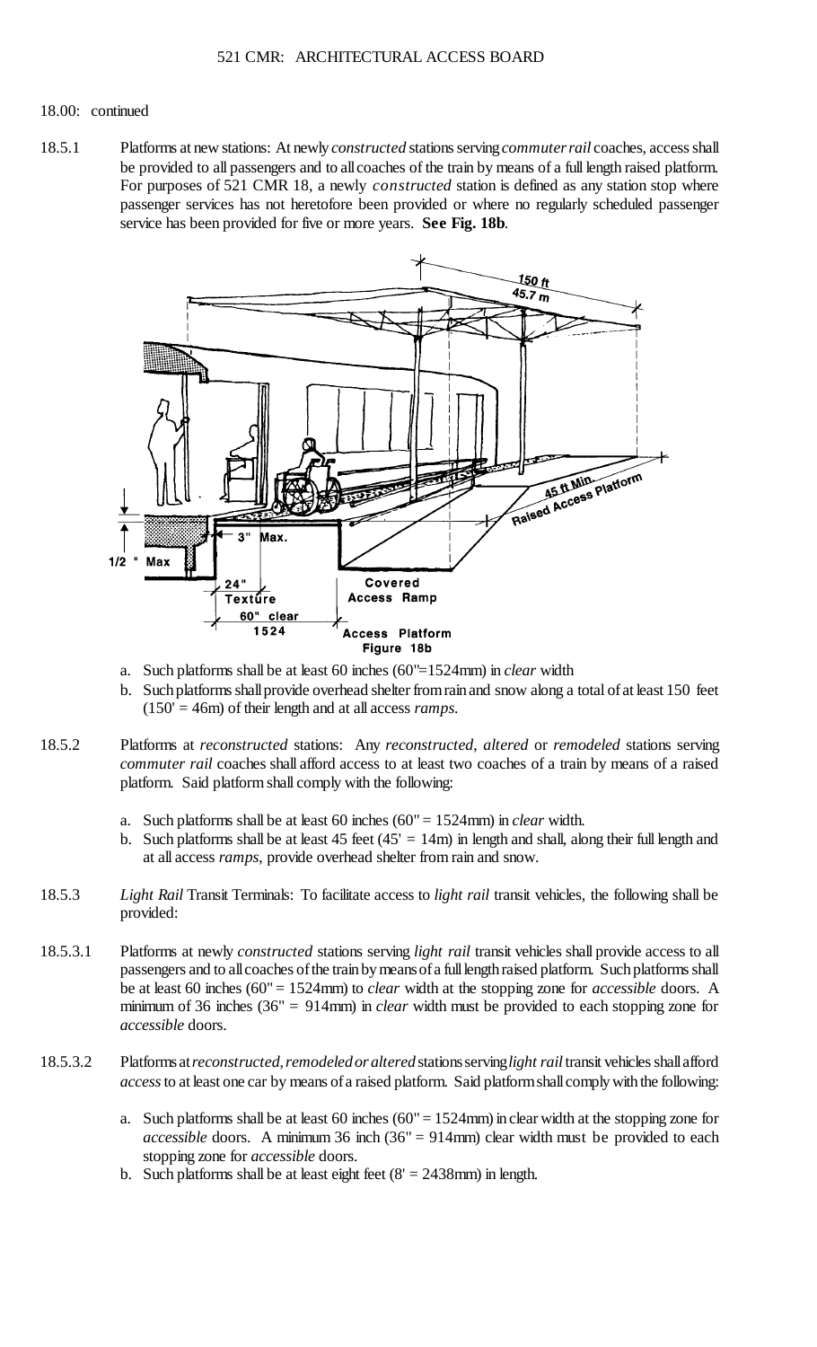18.00: continued

18.5.1 Platforms at new stations: At newly *constructed* stations serving *commuter rail* coaches, access shall be provided to all passengers and to all coaches of the train by means of a full length raised platform. For purposes of 521 CMR 18, a newly *constructed* station is defined as any station stop where passenger services has not heretofore been provided or where no regularly scheduled passenger service has been provided for five or more years. **See Fig. 18b**.

Access Platform
Figure 18b

a. Such platforms shall be at least 60 inches (60"=1524mm) in *clear* width
b. Such platforms shall provide overhead shelter from rain and snow along a total of at least 150 feet (150' = 46m) of their length and at all access *ramps*.

18.5.2 Platforms at *reconstructed* stations: Any *reconstructed*, *altered* or *remodeled* stations serving *commuter rail* coaches shall afford access to at least two coaches of a train by means of a raised platform. Said platform shall comply with the following:

a. Such platforms shall be at least 60 inches (60" = 1524mm) in *clear* width.
b. Such platforms shall be at least 45 feet (45' = 14m) in length and shall, along their full length and at all access *ramps*, provide overhead shelter from rain and snow.

18.5.3 *Light Rail* Transit Terminals: To facilitate access to *light rail* transit vehicles, the following shall be provided:

18.5.3.1 Platforms at newly *constructed* stations serving *light rail* transit vehicles shall provide access to all passengers and to all coaches of the train by means of a full length raised platform. Such platforms shall be at least 60 inches (60" = 1524mm) to *clear* width at the stopping zone for *accessible* doors. A minimum of 36 inches (36" = 914mm) in *clear* width must be provided to each stopping zone for *accessible* doors.

18.5.3.2 Platforms at *reconstructed, remodeled or altered* stations serving *light rail* transit vehicles shall afford *access* to at least one car by means of a raised platform. Said platform shall comply with the following:

a. Such platforms shall be at least 60 inches (60" = 1524mm) in clear width at the stopping zone for *accessible* doors. A minimum 36 inch (36" = 914mm) clear width must be provided to each stopping zone for *accessible* doors.
b. Such platforms shall be at least eight feet (8' = 2438mm) in length.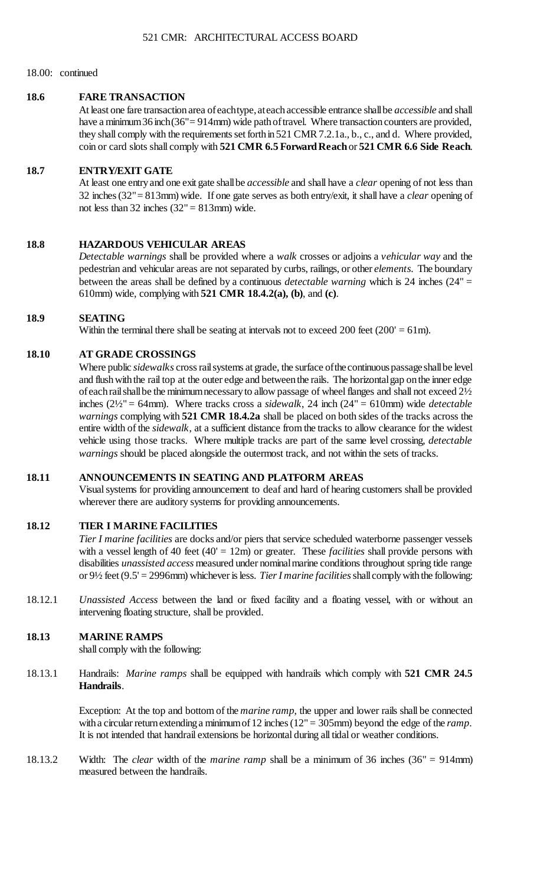18.00: continued

### 18.6 FARE TRANSACTION

At least one fare transaction area of each type, at each accessible entrance shall be *accessible* and shall have a minimum 36 inch (36"= 914mm) wide path of travel. Where transaction counters are provided, they shall comply with the requirements set forth in 521 CMR 7.2.1a., b., c., and d. Where provided, coin or card slots shall comply with **521 CMR 6.5 Forward Reach** or **521 CMR 6.6 Side Reach**.

### 18.7 ENTRY/EXIT GATE

At least one entry and one exit gate shall be *accessible* and shall have a *clear* opening of not less than 32 inches (32" = 813mm) wide. If one gate serves as both entry/exit, it shall have a *clear* opening of not less than 32 inches (32" = 813mm) wide.

### 18.8 HAZARDOUS VEHICULAR AREAS

*Detectable warnings* shall be provided where a *walk* crosses or adjoins a *vehicular way* and the pedestrian and vehicular areas are not separated by curbs, railings, or other *elements*. The boundary between the areas shall be defined by a continuous *detectable warning* which is 24 inches (24" = 610mm) wide, complying with **521 CMR 18.4.2(a), (b)**, and **(c)**.

### 18.9 SEATING

Within the terminal there shall be seating at intervals not to exceed 200 feet (200' = 61m).

### 18.10 AT GRADE CROSSINGS

Where public *sidewalks* cross rail systems at grade, the surface of the continuous passage shall be level and flush with the rail top at the outer edge and between the rails. The horizontal gap on the inner edge of each rail shall be the minimum necessary to allow passage of wheel flanges and shall not exceed 2½ inches (2½" = 64mm). Where tracks cross a *sidewalk*, 24 inch (24" = 610mm) wide *detectable warnings* complying with **521 CMR 18.4.2a** shall be placed on both sides of the tracks across the entire width of the *sidewalk*, at a sufficient distance from the tracks to allow clearance for the widest vehicle using those tracks. Where multiple tracks are part of the same level crossing, *detectable warnings* should be placed alongside the outermost track, and not within the sets of tracks.

### 18.11 ANNOUNCEMENTS IN SEATING AND PLATFORM AREAS

Visual systems for providing announcement to deaf and hard of hearing customers shall be provided wherever there are auditory systems for providing announcements.

### 18.12 TIER I MARINE FACILITIES

*Tier I marine facilities* are docks and/or piers that service scheduled waterborne passenger vessels with a vessel length of 40 feet (40' = 12m) or greater. These *facilities* shall provide persons with disabilities *unassisted access* measured under nominal marine conditions throughout spring tide range or 9½ feet (9.5' = 2996mm) whichever is less. *Tier I marine facilities* shall comply with the following:

18.12.1 *Unassisted Access* between the land or fixed facility and a floating vessel, with or without an intervening floating structure, shall be provided.

### 18.13 MARINE RAMPS

shall comply with the following:

18.13.1 Handrails: *Marine ramps* shall be equipped with handrails which comply with **521 CMR 24.5 Handrails**.

Exception: At the top and bottom of the *marine ramp*, the upper and lower rails shall be connected with a circular return extending a minimum of 12 inches (12" = 305mm) beyond the edge of the *ramp*. It is not intended that handrail extensions be horizontal during all tidal or weather conditions.

18.13.2 Width: The *clear* width of the *marine ramp* shall be a minimum of 36 inches (36" = 914mm) measured between the handrails.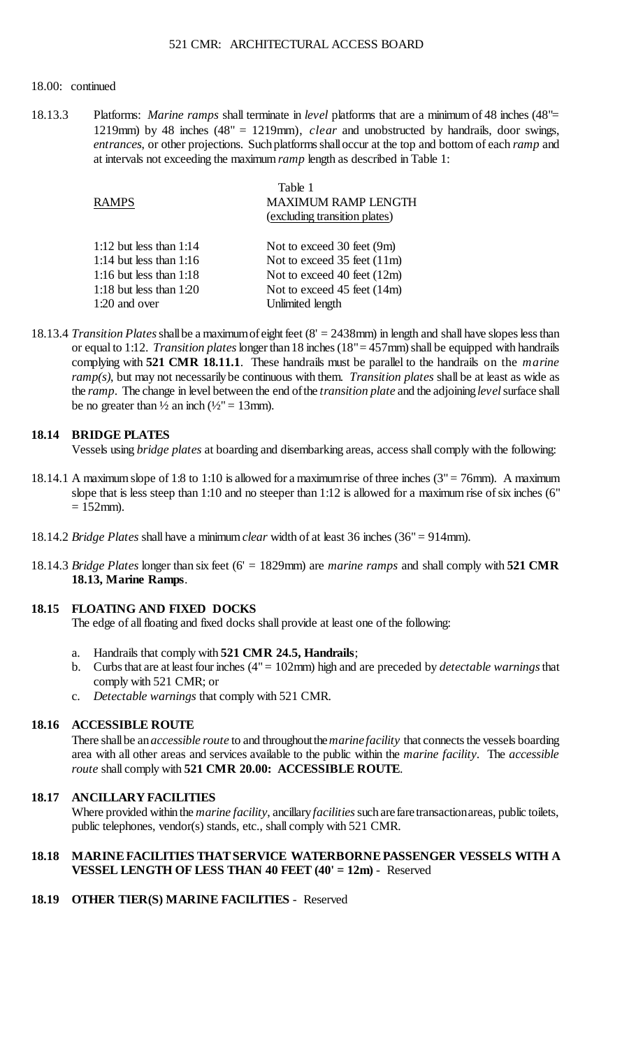18.00: continued

18.13.3 Platforms: *Marine ramps* shall terminate in *level* platforms that are a minimum of 48 inches (48"= 1219mm) by 48 inches (48" = 1219mm), *clear* and unobstructed by handrails, door swings, *entrances*, or other projections. Such platforms shall occur at the top and bottom of each *ramp* and at intervals not exceeding the maximum *ramp* length as described in Table 1:

Table 1

| RAMPS | MAXIMUM RAMP LENGTH (excluding transition plates) |
|---|---|
| 1:12 but less than 1:14 | Not to exceed 30 feet (9m) |
| 1:14 but less than 1:16 | Not to exceed 35 feet (11m) |
| 1:16 but less than 1:18 | Not to exceed 40 feet (12m) |
| 1:18 but less than 1:20 | Not to exceed 45 feet (14m) |
| 1:20 and over | Unlimited length |

18.13.4 *Transition Plates* shall be a maximum of eight feet (8' = 2438mm) in length and shall have slopes less than or equal to 1:12. *Transition plates* longer than 18 inches (18" = 457mm) shall be equipped with handrails complying with **521 CMR 18.11.1**. These handrails must be parallel to the handrails on the *marine ramp(s)*, but may not necessarily be continuous with them. *Transition plates* shall be at least as wide as the *ramp*. The change in level between the end of the *transition plate* and the adjoining *level* surface shall be no greater than ½ an inch (½" = 13mm).

## 18.14 BRIDGE PLATES

Vessels using *bridge plates* at boarding and disembarking areas, access shall comply with the following:

18.14.1 A maximum slope of 1:8 to 1:10 is allowed for a maximum rise of three inches (3" = 76mm). A maximum slope that is less steep than 1:10 and no steeper than 1:12 is allowed for a maximum rise of six inches (6" = 152mm).

18.14.2 *Bridge Plates* shall have a minimum *clear* width of at least 36 inches (36" = 914mm).

18.14.3 *Bridge Plates* longer than six feet (6' = 1829mm) are *marine ramps* and shall comply with **521 CMR 18.13, Marine Ramps**.

## 18.15 FLOATING AND FIXED DOCKS

The edge of all floating and fixed docks shall provide at least one of the following:

a. Handrails that comply with **521 CMR 24.5, Handrails**;
b. Curbs that are at least four inches (4" = 102mm) high and are preceded by *detectable warnings* that comply with 521 CMR; or
c. *Detectable warnings* that comply with 521 CMR.

## 18.16 ACCESSIBLE ROUTE

There shall be an *accessible route* to and throughout the *marine facility* that connects the vessels boarding area with all other areas and services available to the public within the *marine facility*. The *accessible route* shall comply with **521 CMR 20.00: ACCESSIBLE ROUTE**.

## 18.17 ANCILLARY FACILITIES

Where provided within the *marine facility*, ancillary *facilities* such are fare transaction areas, public toilets, public telephones, vendor(s) stands, etc., shall comply with 521 CMR.

## 18.18 MARINE FACILITIES THAT SERVICE WATERBORNE PASSENGER VESSELS WITH A VESSEL LENGTH OF LESS THAN 40 FEET (40' = 12m) - Reserved

## 18.19 OTHER TIER(S) MARINE FACILITIES - Reserved